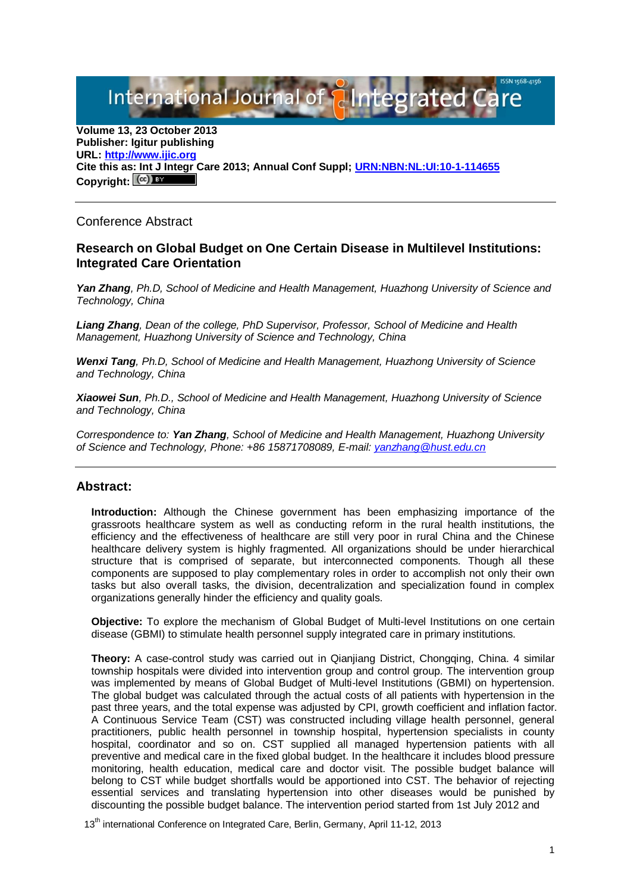Volume 13, 23 October 2013
**Publisher: Igitur publishing**
**URL: [http://www.ijic.org](http://www.ijic.org)**
**Cite this as: Int J Integr Care 2013; Annual Conf Suppl; [URN:NBN:NL:UI:10-1-114655](URN:NBN:NL:UI:10-1-114655)**
**Copyright:**

---

Conference Abstract

### Research on Global Budget on One Certain Disease in Multilevel Institutions: Integrated Care Orientation

***Yan Zhang****, Ph.D, School of Medicine and Health Management, Huazhong University of Science and Technology, China*

***Liang Zhang****, Dean of the college, PhD Supervisor, Professor, School of Medicine and Health Management, Huazhong University of Science and Technology, China*

***Wenxi Tang****, Ph.D, School of Medicine and Health Management, Huazhong University of Science and Technology, China*

***Xiaowei Sun****, Ph.D., School of Medicine and Health Management, Huazhong University of Science and Technology, China*

*Correspondence to:* ***Yan Zhang****, School of Medicine and Health Management, Huazhong University of Science and Technology, Phone: +86 15871708089, E-mail: [yanzhang@hust.edu.cn](mailto:yanzhang@hust.edu.cn)*

---

## Abstract:

**Introduction:** Although the Chinese government has been emphasizing importance of the grassroots healthcare system as well as conducting reform in the rural health institutions, the efficiency and the effectiveness of healthcare are still very poor in rural China and the Chinese healthcare delivery system is highly fragmented. All organizations should be under hierarchical structure that is comprised of separate, but interconnected components. Though all these components are supposed to play complementary roles in order to accomplish not only their own tasks but also overall tasks, the division, decentralization and specialization found in complex organizations generally hinder the efficiency and quality goals.

**Objective:** To explore the mechanism of Global Budget of Multi-level Institutions on one certain disease (GBMI) to stimulate health personnel supply integrated care in primary institutions.

**Theory:** A case-control study was carried out in Qianjiang District, Chongqing, China. 4 similar township hospitals were divided into intervention group and control group. The intervention group was implemented by means of Global Budget of Multi-level Institutions (GBMI) on hypertension. The global budget was calculated through the actual costs of all patients with hypertension in the past three years, and the total expense was adjusted by CPI, growth coefficient and inflation factor. A Continuous Service Team (CST) was constructed including village health personnel, general practitioners, public health personnel in township hospital, hypertension specialists in county hospital, coordinator and so on. CST supplied all managed hypertension patients with all preventive and medical care in the fixed global budget. In the healthcare it includes blood pressure monitoring, health education, medical care and doctor visit. The possible budget balance will belong to CST while budget shortfalls would be apportioned into CST. The behavior of rejecting essential services and translating hypertension into other diseases would be punished by discounting the possible budget balance. The intervention period started from 1st July 2012 and

13th international Conference on Integrated Care, Berlin, Germany, April 11-12, 2013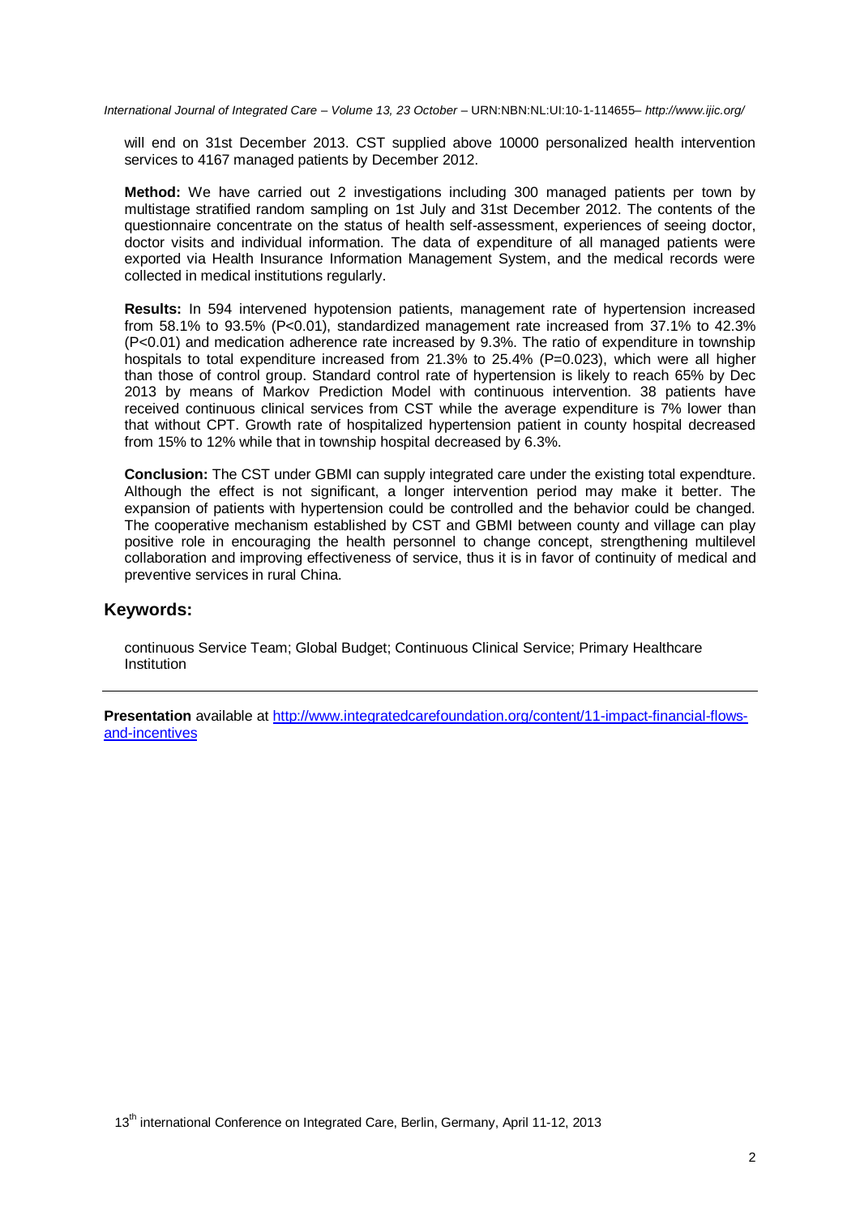will end on 31st December 2013. CST supplied above 10000 personalized health intervention services to 4167 managed patients by December 2012.

**Method:** We have carried out 2 investigations including 300 managed patients per town by multistage stratified random sampling on 1st July and 31st December 2012. The contents of the questionnaire concentrate on the status of health self-assessment, experiences of seeing doctor, doctor visits and individual information. The data of expenditure of all managed patients were exported via Health Insurance Information Management System, and the medical records were collected in medical institutions regularly.

**Results:** In 594 intervened hypotension patients, management rate of hypertension increased from 58.1% to 93.5% ($P<0.01$), standardized management rate increased from 37.1% to 42.3% ($P<0.01$) and medication adherence rate increased by 9.3%. The ratio of expenditure in township hospitals to total expenditure increased from 21.3% to 25.4% ($P=0.023$), which were all higher than those of control group. Standard control rate of hypertension is likely to reach 65% by Dec 2013 by means of Markov Prediction Model with continuous intervention. 38 patients have received continuous clinical services from CST while the average expenditure is 7% lower than that without CPT. Growth rate of hospitalized hypertension patient in county hospital decreased from 15% to 12% while that in township hospital decreased by 6.3%.

**Conclusion:** The CST under GBMI can supply integrated care under the existing total expendture. Although the effect is not significant, a longer intervention period may make it better. The expansion of patients with hypertension could be controlled and the behavior could be changed. The cooperative mechanism established by CST and GBMI between county and village can play positive role in encouraging the health personnel to change concept, strengthening multilevel collaboration and improving effectiveness of service, thus it is in favor of continuity of medical and preventive services in rural China.

## Keywords:

continuous Service Team; Global Budget; Continuous Clinical Service; Primary Healthcare Institution

---

**Presentation** available at [http://www.integratedcarefoundation.org/content/11-impact-financial-flows-and-incentives](http://www.integratedcarefoundation.org/content/11-impact-financial-flows-and-incentives)